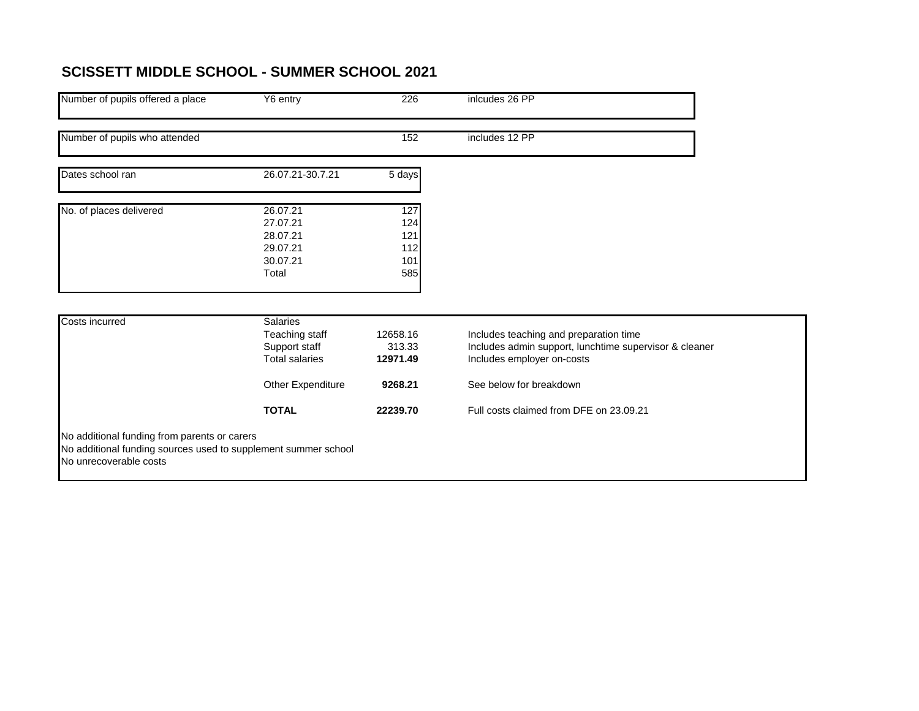# SCISSETT MIDDLE SCHOOL - SUMMER SCHOOL 2021

| Number of pupils offered a place | Y6 entry | 226 | inlcudes 26 PP |
|---|---|---|---|

| Number of pupils who attended | | 152 | includes 12 PP |
|---|---|---|---|

| Dates school ran | 26.07.21-30.7.21 | 5 days |
|---|---|---|

| No. of places delivered | 26.07.21 | 127 |
|---|---|---|
| | 27.07.21 | 124 |
| | 28.07.21 | 121 |
| | 29.07.21 | 112 |
| | 30.07.21 | 101 |
| | Total | 585 |

| Costs incurred | Salaries | | |
|---|---|---|---|
| | Teaching staff | 12658.16 | Includes teaching and preparation time |
| | Support staff | 313.33 | Includes admin support, lunchtime supervisor & cleaner |
| | Total salaries | **12971.49** | Includes employer on-costs |
| | Other Expenditure | **9268.21** | See below for breakdown |
| | **TOTAL** | **22239.70** | Full costs claimed from DFE on 23.09.21 |

No additional funding from parents or carers
No additional funding sources used to supplement summer school
No unrecoverable costs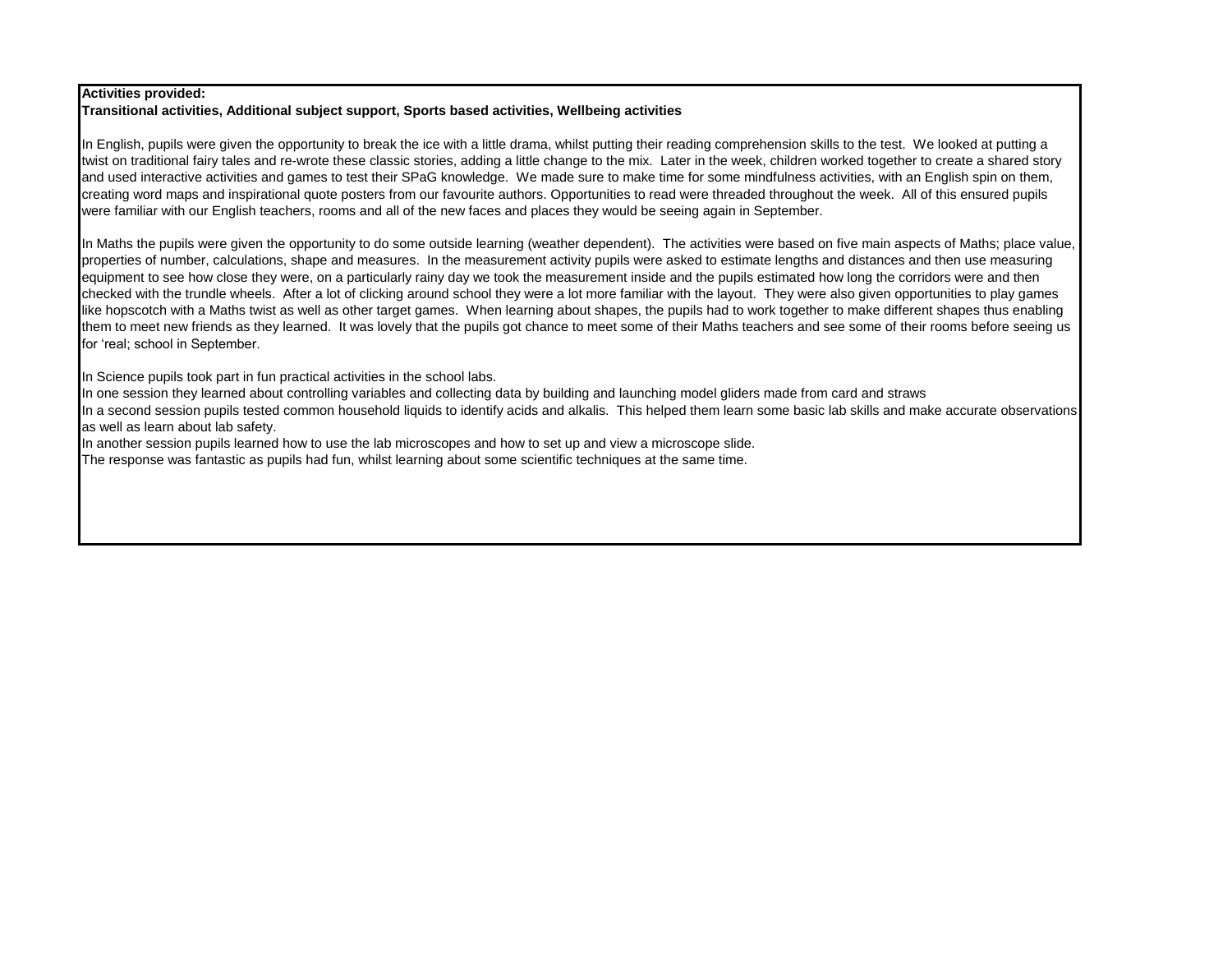**Activities provided:**
**Transitional activities, Additional subject support, Sports based activities, Wellbeing activities**

In English, pupils were given the opportunity to break the ice with a little drama, whilst putting their reading comprehension skills to the test. We looked at putting a twist on traditional fairy tales and re-wrote these classic stories, adding a little change to the mix. Later in the week, children worked together to create a shared story and used interactive activities and games to test their SPaG knowledge. We made sure to make time for some mindfulness activities, with an English spin on them, creating word maps and inspirational quote posters from our favourite authors. Opportunities to read were threaded throughout the week. All of this ensured pupils were familiar with our English teachers, rooms and all of the new faces and places they would be seeing again in September.

In Maths the pupils were given the opportunity to do some outside learning (weather dependent). The activities were based on five main aspects of Maths; place value, properties of number, calculations, shape and measures. In the measurement activity pupils were asked to estimate lengths and distances and then use measuring equipment to see how close they were, on a particularly rainy day we took the measurement inside and the pupils estimated how long the corridors were and then checked with the trundle wheels. After a lot of clicking around school they were a lot more familiar with the layout. They were also given opportunities to play games like hopscotch with a Maths twist as well as other target games. When learning about shapes, the pupils had to work together to make different shapes thus enabling them to meet new friends as they learned. It was lovely that the pupils got chance to meet some of their Maths teachers and see some of their rooms before seeing us for 'real; school in September.

In Science pupils took part in fun practical activities in the school labs.
In one session they learned about controlling variables and collecting data by building and launching model gliders made from card and straws
In a second session pupils tested common household liquids to identify acids and alkalis. This helped them learn some basic lab skills and make accurate observations as well as learn about lab safety.
In another session pupils learned how to use the lab microscopes and how to set up and view a microscope slide.
The response was fantastic as pupils had fun, whilst learning about some scientific techniques at the same time.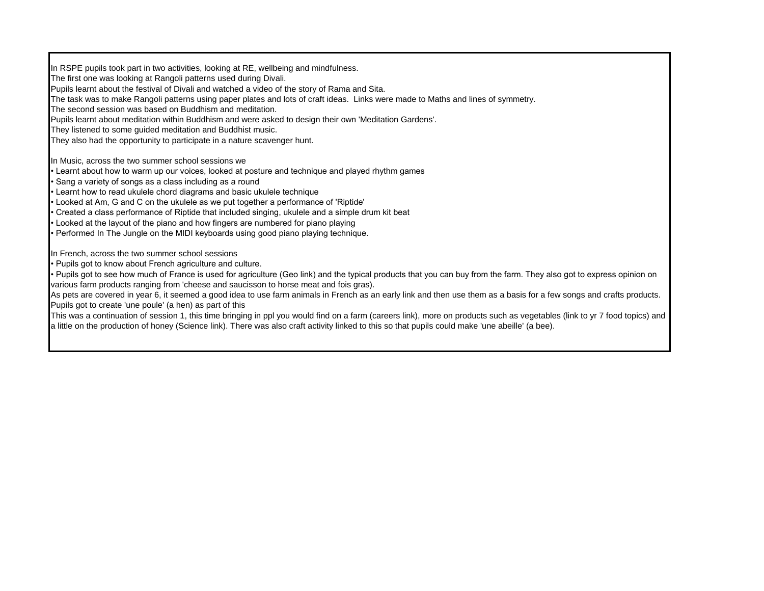In RSPE pupils took part in two activities, looking at RE, wellbeing and mindfulness.
The first one was looking at Rangoli patterns used during Divali.
Pupils learnt about the festival of Divali and watched a video of the story of Rama and Sita.
The task was to make Rangoli patterns using paper plates and lots of craft ideas. Links were made to Maths and lines of symmetry.
The second session was based on Buddhism and meditation.
Pupils learnt about meditation within Buddhism and were asked to design their own 'Meditation Gardens'.
They listened to some guided meditation and Buddhist music.
They also had the opportunity to participate in a nature scavenger hunt.

In Music, across the two summer school sessions we

- Learnt about how to warm up our voices, looked at posture and technique and played rhythm games
- Sang a variety of songs as a class including as a round
- Learnt how to read ukulele chord diagrams and basic ukulele technique
- Looked at Am, G and C on the ukulele as we put together a performance of 'Riptide'
- Created a class performance of Riptide that included singing, ukulele and a simple drum kit beat
- Looked at the layout of the piano and how fingers are numbered for piano playing
- Performed In The Jungle on the MIDI keyboards using good piano playing technique.

In French, across the two summer school sessions

- Pupils got to know about French agriculture and culture.
- Pupils got to see how much of France is used for agriculture (Geo link) and the typical products that you can buy from the farm. They also got to express opinion on various farm products ranging from 'cheese and saucisson to horse meat and fois gras).

As pets are covered in year 6, it seemed a good idea to use farm animals in French as an early link and then use them as a basis for a few songs and crafts products. Pupils got to create 'une poule' (a hen) as part of this
This was a continuation of session 1, this time bringing in ppl you would find on a farm (careers link), more on products such as vegetables (link to yr 7 food topics) and a little on the production of honey (Science link). There was also craft activity linked to this so that pupils could make 'une abeille' (a bee).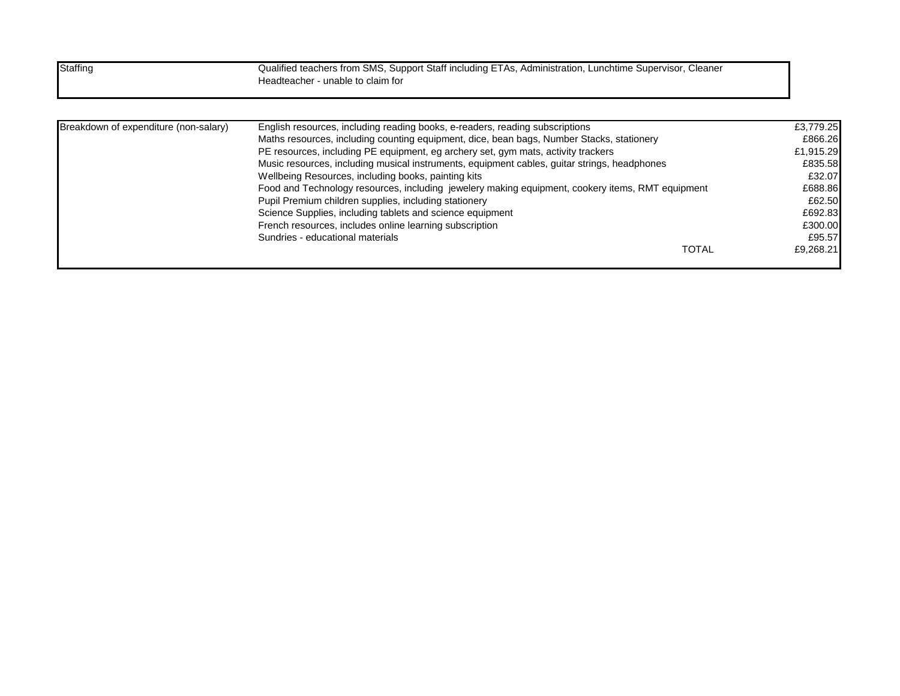| | |
|---|---|
| Staffing | Qualified teachers from SMS, Support Staff including ETAs, Administration, Lunchtime Supervisor, Cleaner<br>Headteacher - unable to claim for |

| | | |
|---|---|---|
| Breakdown of expenditure (non-salary) | English resources, including reading books, e-readers, reading subscriptions | £3,779.25 |
| | Maths resources, including counting equipment, dice, bean bags, Number Stacks, stationery | £866.26 |
| | PE resources, including PE equipment, eg archery set, gym mats, activity trackers | £1,915.29 |
| | Music resources, including musical instruments, equipment cables, guitar strings, headphones | £835.58 |
| | Wellbeing Resources, including books, painting kits | £32.07 |
| | Food and Technology resources, including jewelery making equipment, cookery items, RMT equipment | £688.86 |
| | Pupil Premium children supplies, including stationery | £62.50 |
| | Science Supplies, including tablets and science equipment | £692.83 |
| | French resources, includes online learning subscription | £300.00 |
| | Sundries - educational materials | £95.57 |
| | TOTAL | £9,268.21 |